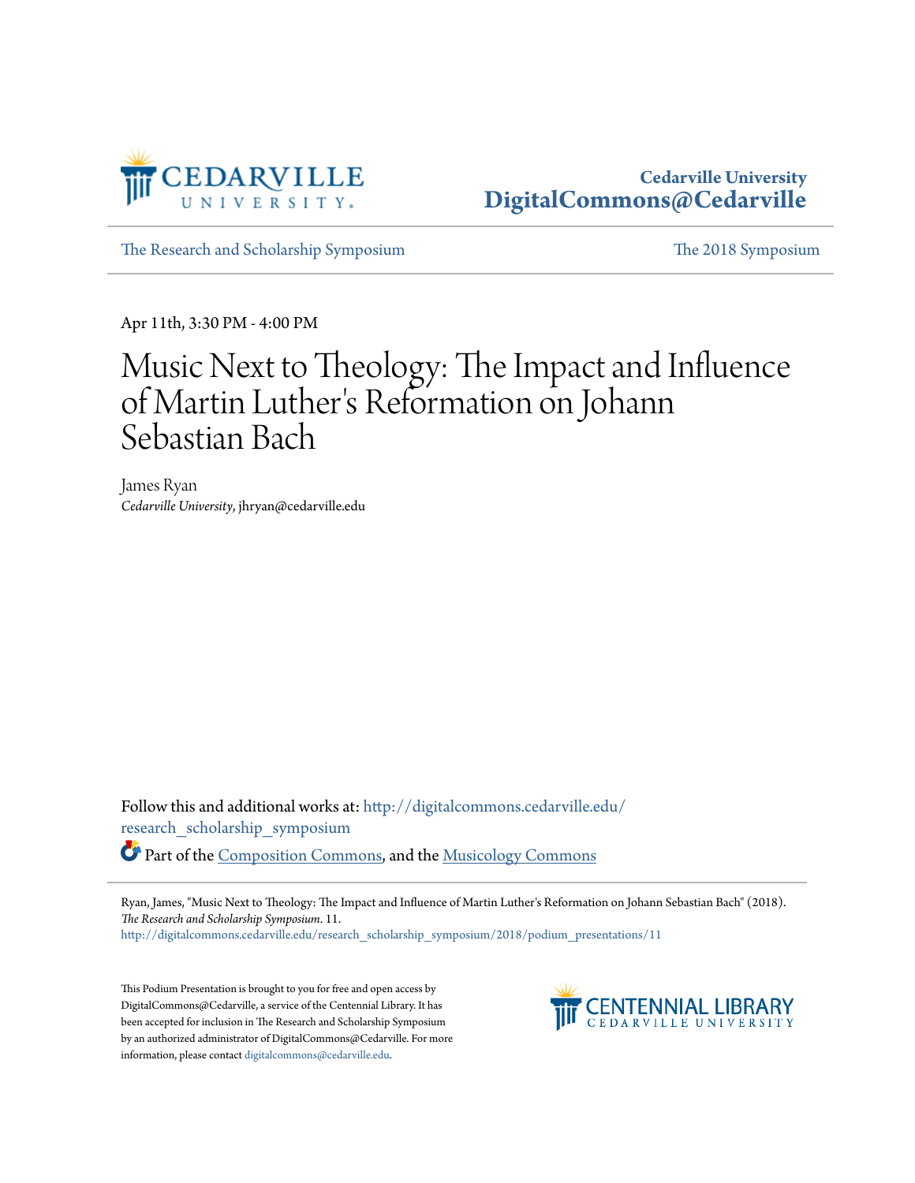Cedarville University
DigitalCommons@Cedarville

The Research and Scholarship Symposium | The 2018 Symposium

Apr 11th, 3:30 PM - 4:00 PM

# Music Next to Theology: The Impact and Influence of Martin Luther's Reformation on Johann Sebastian Bach

James Ryan
*Cedarville University*, jhryan@cedarville.edu

Follow this and additional works at: http://digitalcommons.cedarville.edu/research_scholarship_symposium

Part of the Composition Commons, and the Musicology Commons

Ryan, James, "Music Next to Theology: The Impact and Influence of Martin Luther's Reformation on Johann Sebastian Bach" (2018). *The Research and Scholarship Symposium*. 11.
http://digitalcommons.cedarville.edu/research_scholarship_symposium/2018/podium_presentations/11

This Podium Presentation is brought to you for free and open access by DigitalCommons@Cedarville, a service of the Centennial Library. It has been accepted for inclusion in The Research and Scholarship Symposium by an authorized administrator of DigitalCommons@Cedarville. For more information, please contact digitalcommons@cedarville.edu.

CENTENNIAL LIBRARY
CEDARVILLE UNIVERSITY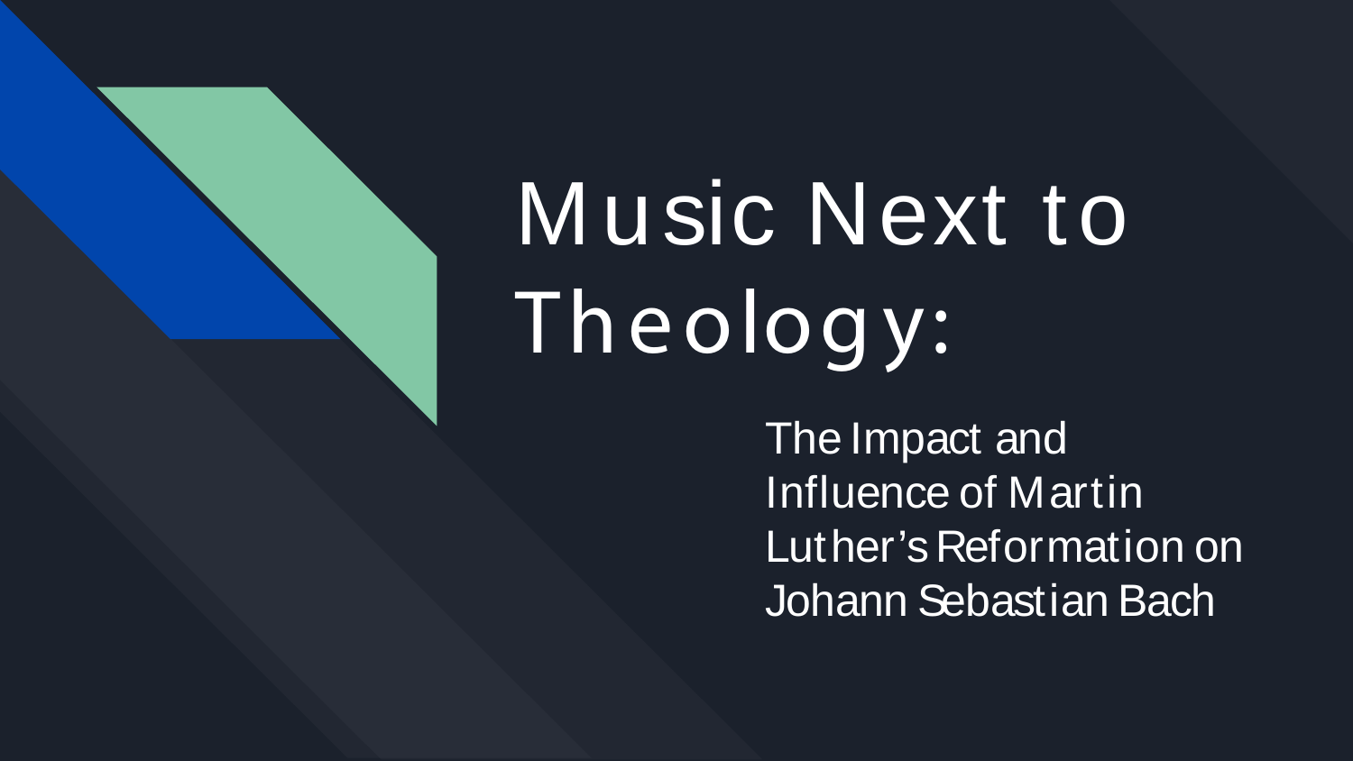# Music Next to Theology:

The Impact and Influence of Martin Luther's Reformation on Johann Sebastian Bach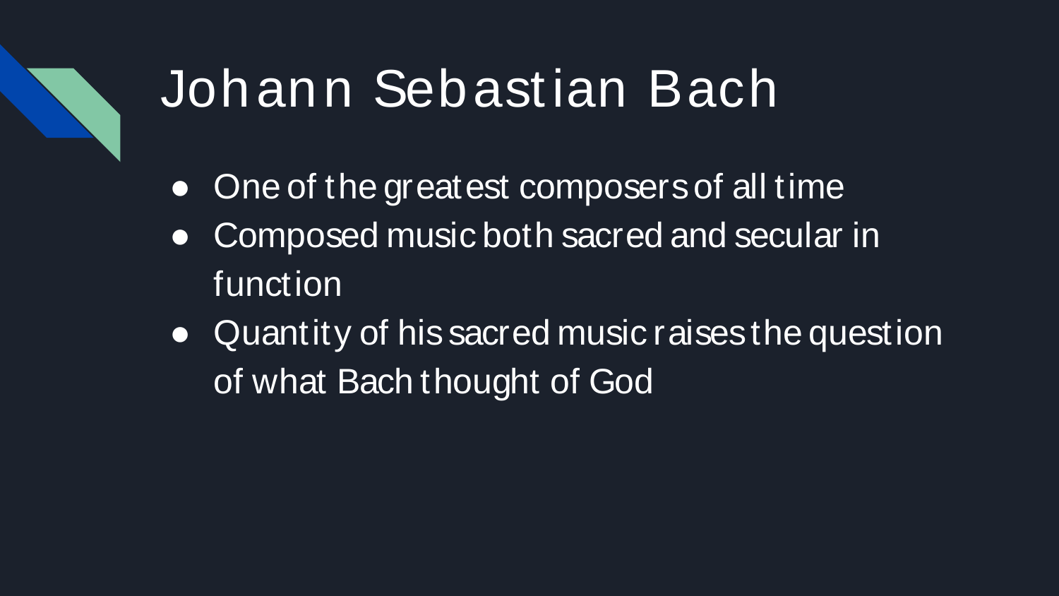# Johann Sebastian Bach

- One of the greatest composers of all time
- Composed music both sacred and secular in function
- Quantity of his sacred music raises the question of what Bach thought of God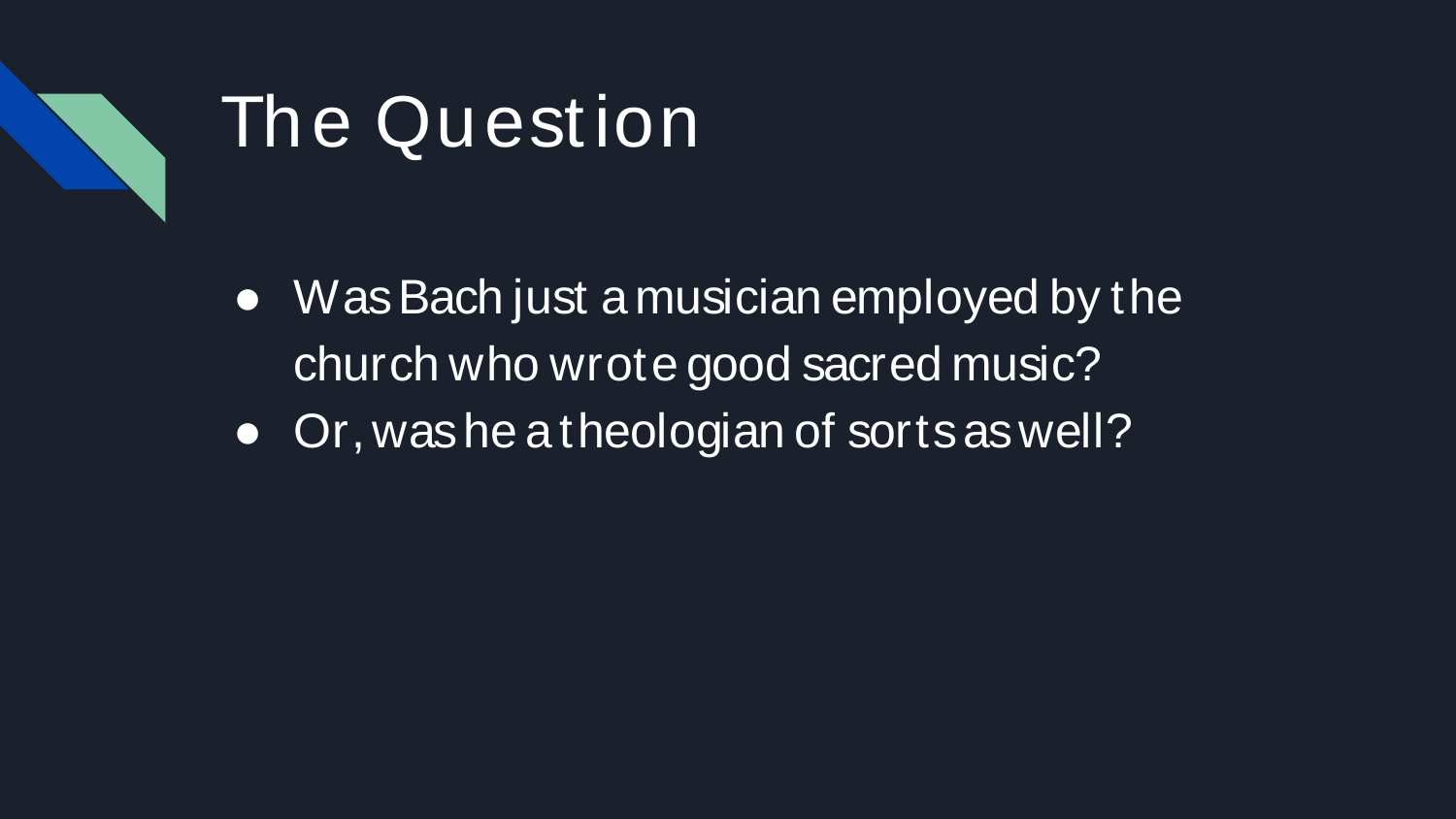# The Question

- Was Bach just a musician employed by the church who wrote good sacred music?
- Or, was he a theologian of sorts as well?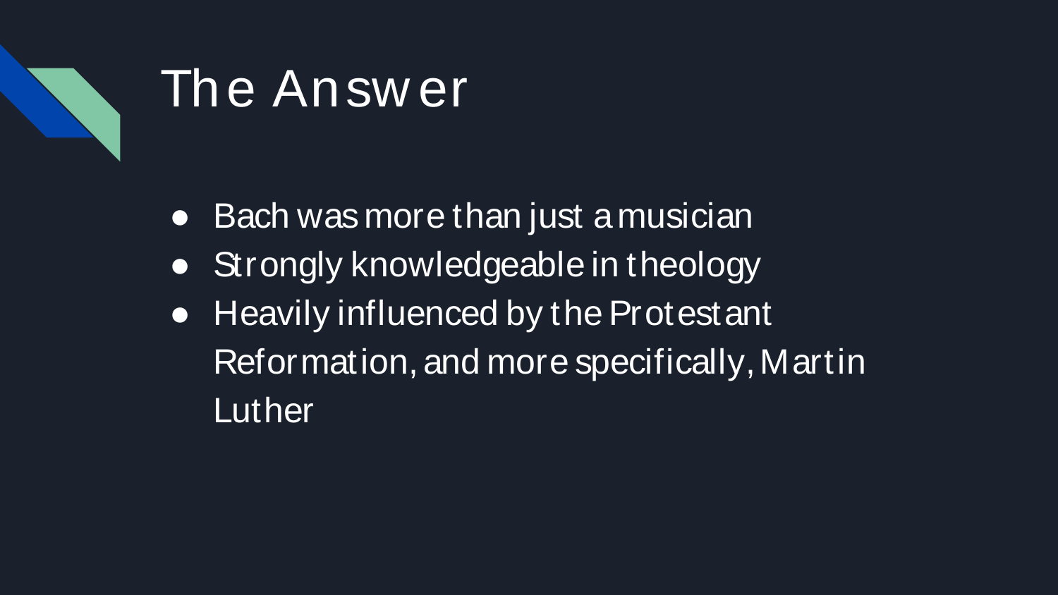# The Answer

- Bach was more than just a musician
- Strongly knowledgeable in theology
- Heavily influenced by the Protestant Reformation, and more specifically, Martin Luther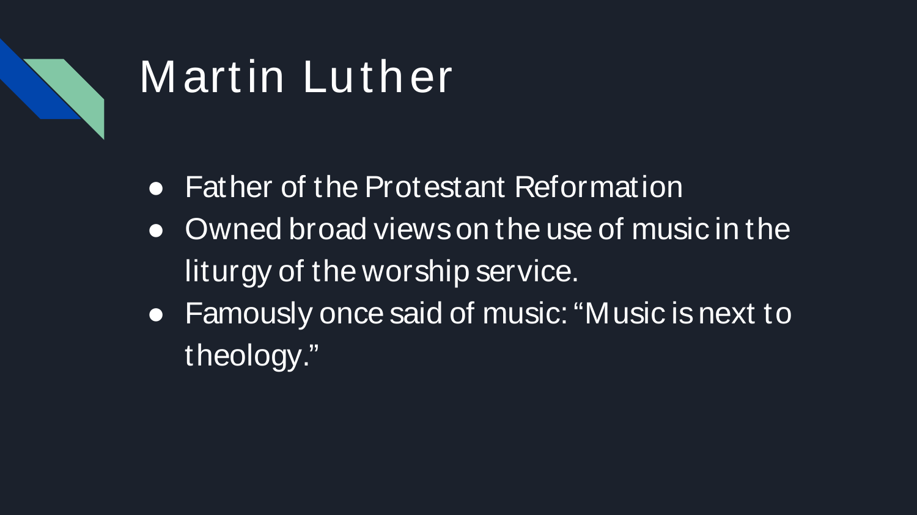# Martin Luther

- Father of the Protestant Reformation
- Owned broad views on the use of music in the liturgy of the worship service.
- Famously once said of music: "Music is next to theology."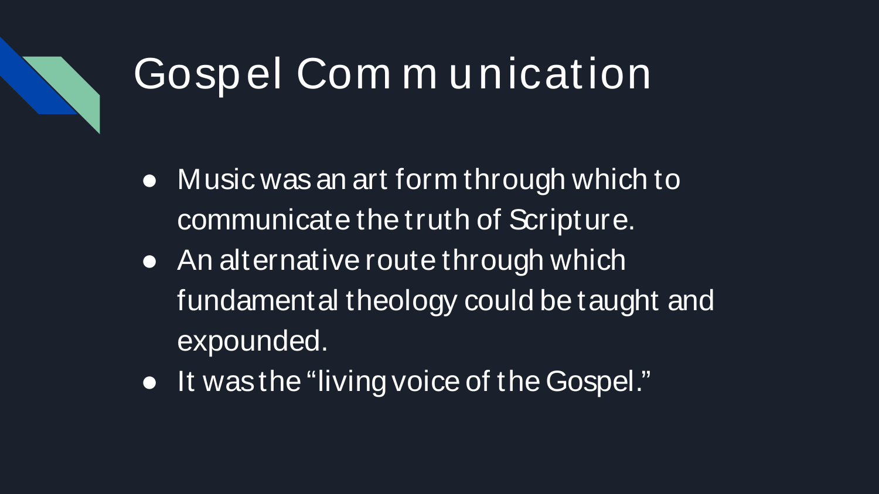# Gospel Communication

- Music was an art form through which to communicate the truth of Scripture.
- An alternative route through which fundamental theology could be taught and expounded.
- It was the "living voice of the Gospel."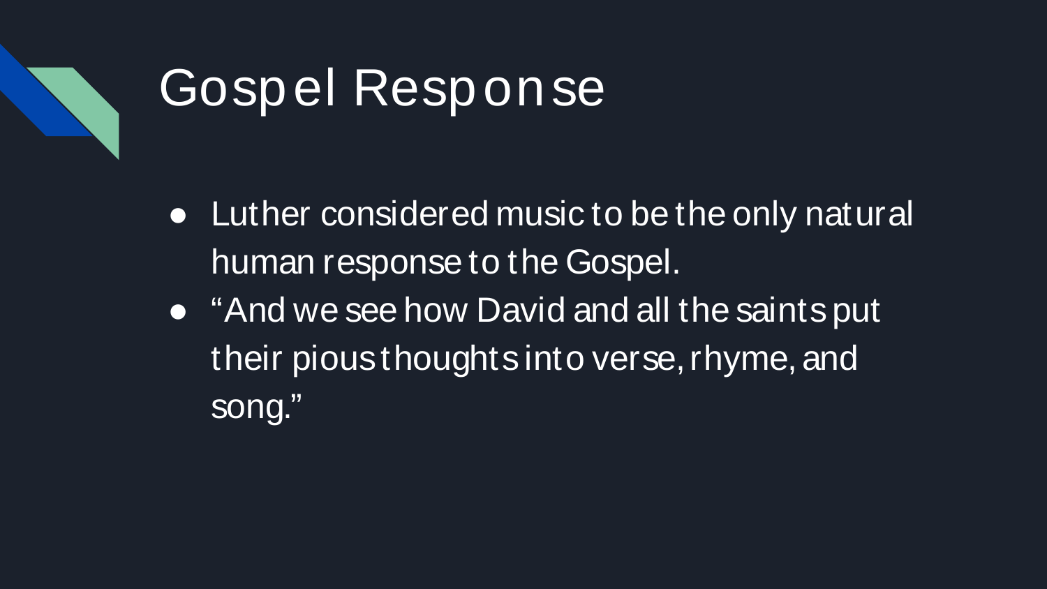# Gospel Response

- Luther considered music to be the only natural human response to the Gospel.
- “And we see how David and all the saints put their pious thoughts into verse, rhyme, and song.”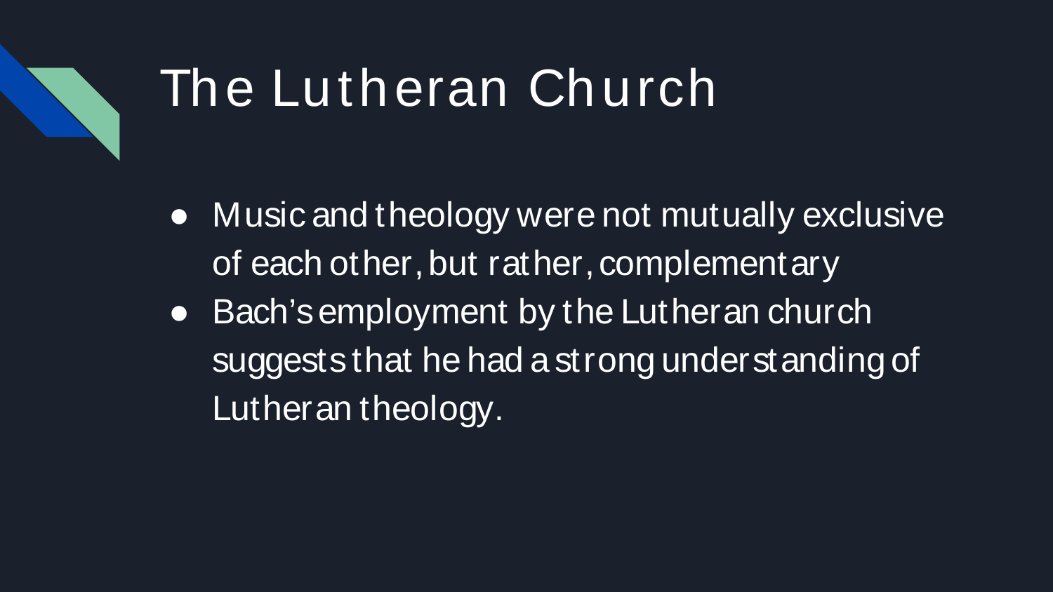# The Lutheran Church

- Music and theology were not mutually exclusive of each other, but rather, complementary
- Bach's employment by the Lutheran church suggests that he had a strong understanding of Lutheran theology.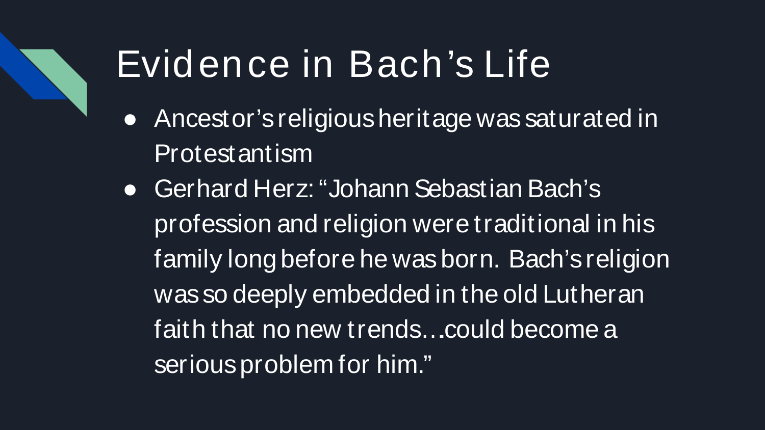# Evidence in Bach's Life

- Ancestor's religious heritage was saturated in Protestantism
- Gerhard Herz: "Johann Sebastian Bach's profession and religion were traditional in his family long before he was born. Bach's religion was so deeply embedded in the old Lutheran faith that no new trends…could become a serious problem for him."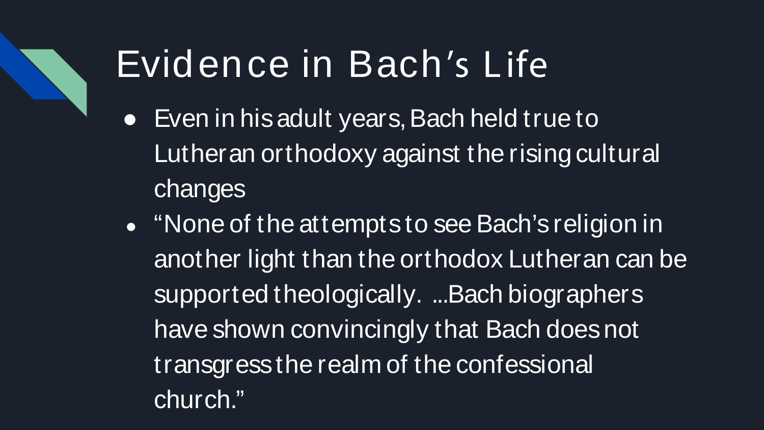# Evidence in Bach's Life

- Even in his adult years, Bach held true to Lutheran orthodoxy against the rising cultural changes
- "None of the attempts to see Bach's religion in another light than the orthodox Lutheran can be supported theologically. ...Bach biographers have shown convincingly that Bach does not transgress the realm of the confessional church."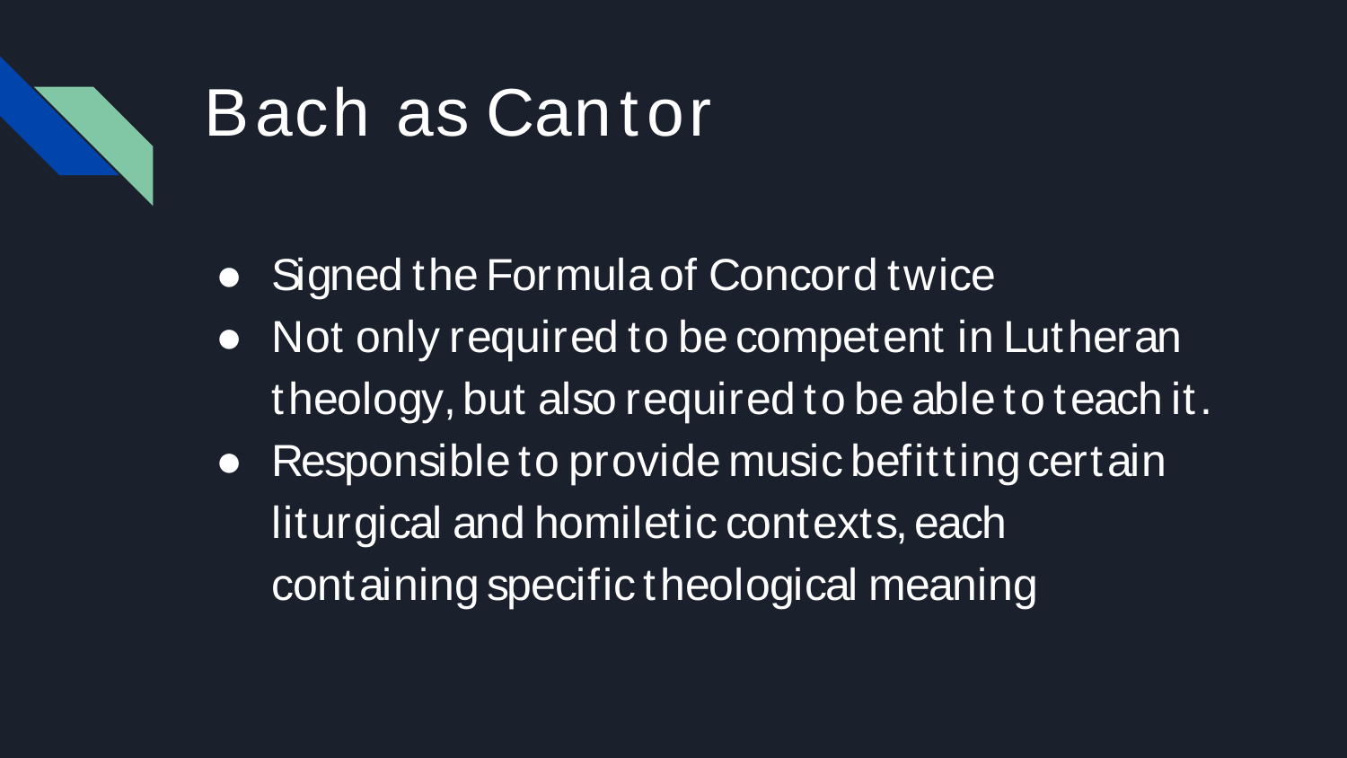# Bach as Cantor

- Signed the Formula of Concord twice
- Not only required to be competent in Lutheran theology, but also required to be able to teach it.
- Responsible to provide music befitting certain liturgical and homiletic contexts, each containing specific theological meaning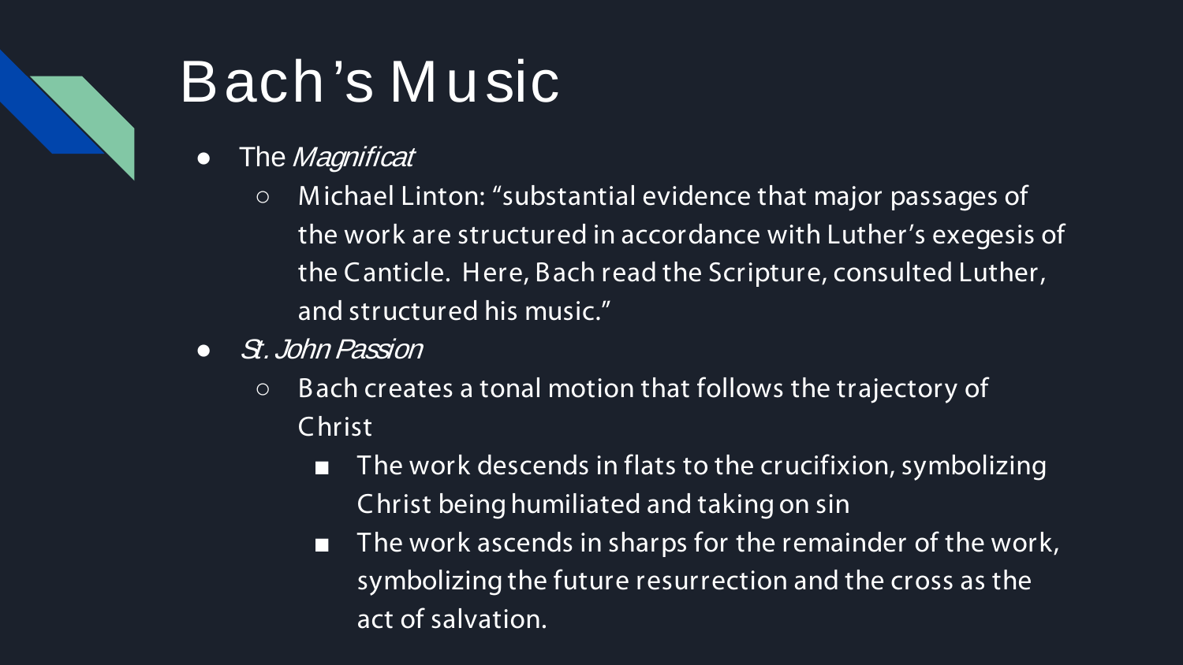# Bach's Music

- The *Magnificat*
    - Michael Linton: "substantial evidence that major passages of the work are structured in accordance with Luther's exegesis of the Canticle. Here, Bach read the Scripture, consulted Luther, and structured his music."
- *St. John Passion*
    - Bach creates a tonal motion that follows the trajectory of Christ
        - The work descends in flats to the crucifixion, symbolizing Christ being humiliated and taking on sin
        - The work ascends in sharps for the remainder of the work, symbolizing the future resurrection and the cross as the act of salvation.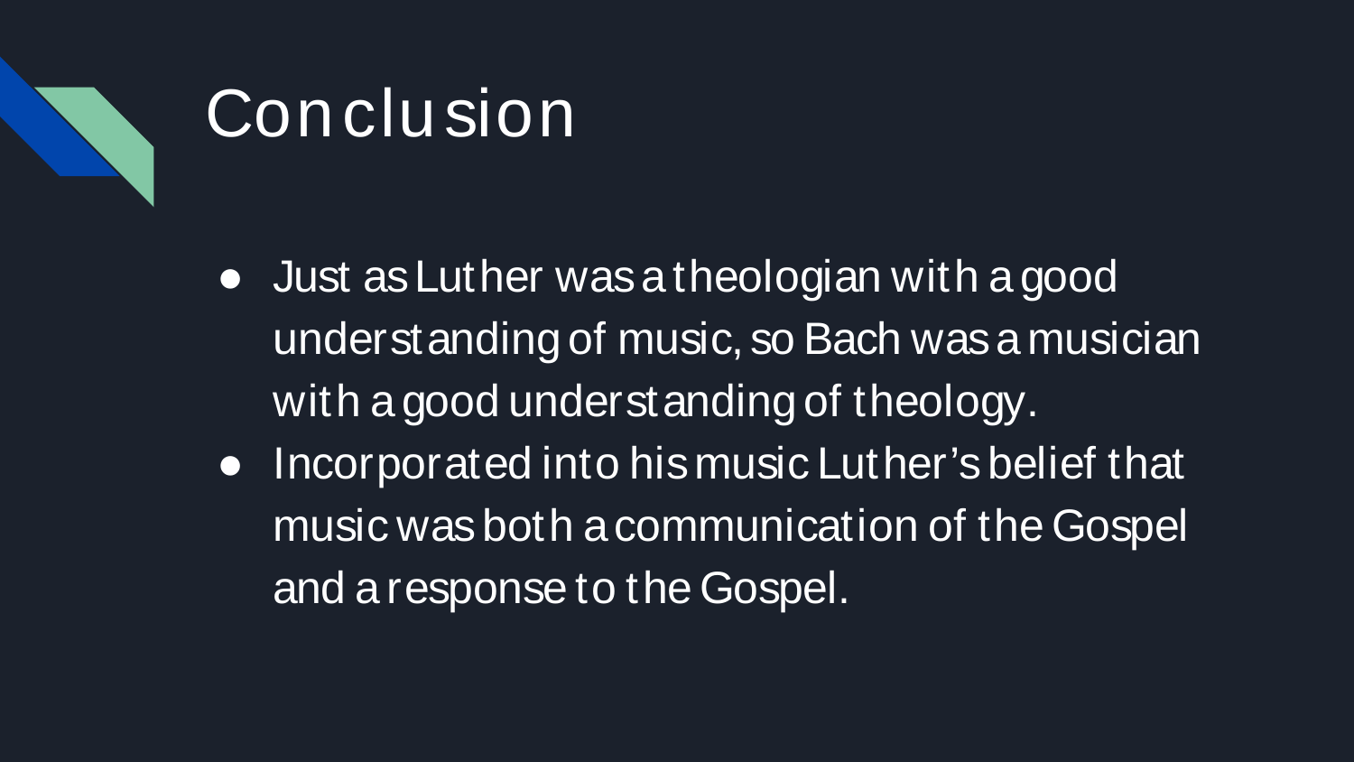# Conclusion

- Just as Luther was a theologian with a good understanding of music, so Bach was a musician with a good understanding of theology.
- Incorporated into his music Luther's belief that music was both a communication of the Gospel and a response to the Gospel.